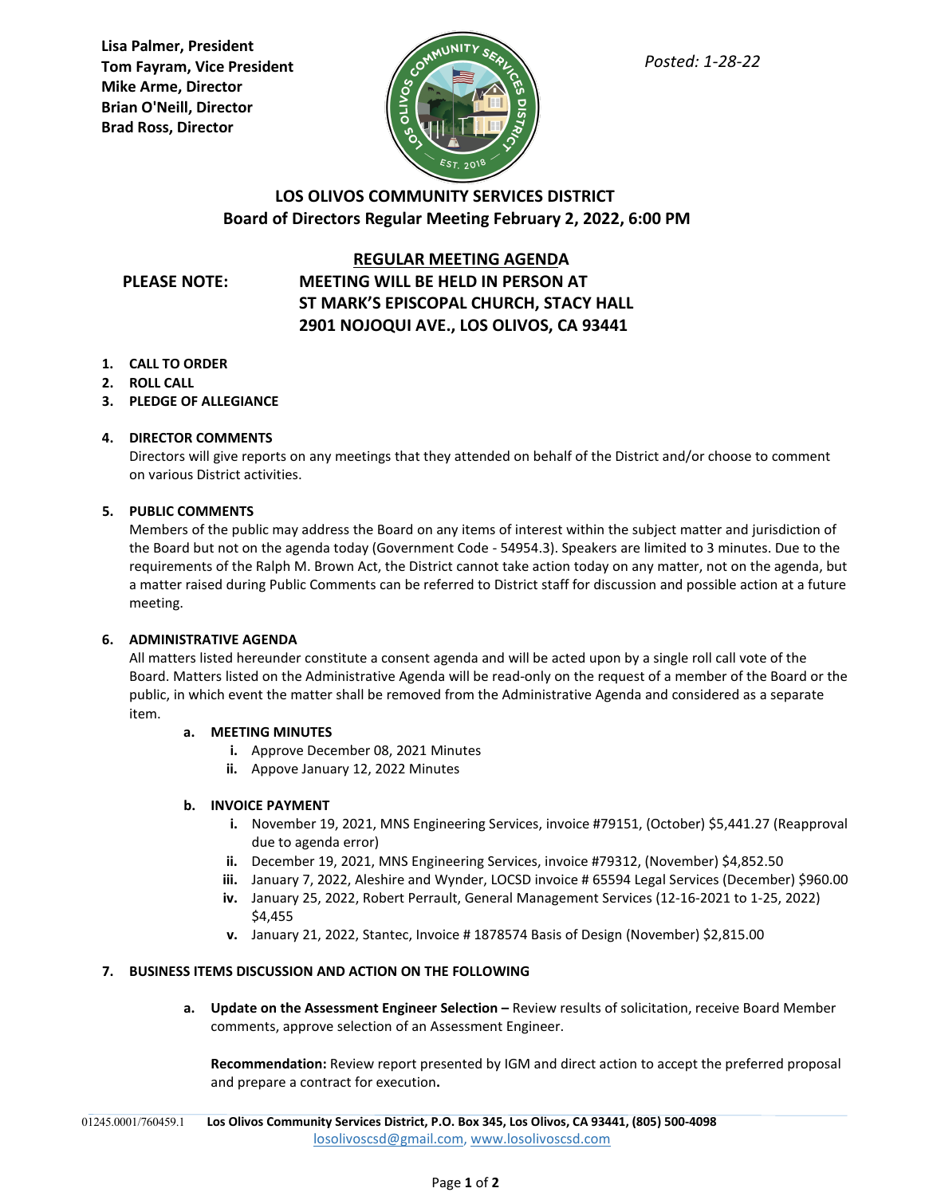**Lisa Palmer, President**
**Tom Fayram, Vice President**
**Mike Arme, Director**
**Brian O'Neill, Director**
**Brad Ross, Director**

*Posted: 1-28-22*

# LOS OLIVOS COMMUNITY SERVICES DISTRICT
## Board of Directors Regular Meeting February 2, 2022, 6:00 PM

**REGULAR MEETING AGENDA**

**PLEASE NOTE: MEETING WILL BE HELD IN PERSON AT ST MARK'S EPISCOPAL CHURCH, STACY HALL 2901 NOJOQUI AVE., LOS OLIVOS, CA 93441**

1. **CALL TO ORDER**
2. **ROLL CALL**
3. **PLEDGE OF ALLEGIANCE**
4. **DIRECTOR COMMENTS**
   Directors will give reports on any meetings that they attended on behalf of the District and/or choose to comment on various District activities.
5. **PUBLIC COMMENTS**
   Members of the public may address the Board on any items of interest within the subject matter and jurisdiction of the Board but not on the agenda today (Government Code - 54954.3). Speakers are limited to 3 minutes. Due to the requirements of the Ralph M. Brown Act, the District cannot take action today on any matter, not on the agenda, but a matter raised during Public Comments can be referred to District staff for discussion and possible action at a future meeting.
6. **ADMINISTRATIVE AGENDA**
   All matters listed hereunder constitute a consent agenda and will be acted upon by a single roll call vote of the Board. Matters listed on the Administrative Agenda will be read-only on the request of a member of the Board or the public, in which event the matter shall be removed from the Administrative Agenda and considered as a separate item.
   a. **MEETING MINUTES**
      i. Approve December 08, 2021 Minutes
      ii. Appove January 12, 2022 Minutes
   b. **INVOICE PAYMENT**
      i. November 19, 2021, MNS Engineering Services, invoice #79151, (October) $5,441.27 (Reapproval due to agenda error)
      ii. December 19, 2021, MNS Engineering Services, invoice #79312, (November) $4,852.50
      iii. January 7, 2022, Aleshire and Wynder, LOCSD invoice # 65594 Legal Services (December) $960.00
      iv. January 25, 2022, Robert Perrault, General Management Services (12-16-2021 to 1-25, 2022) $4,455
      v. January 21, 2022, Stantec, Invoice # 1878574 Basis of Design (November) $2,815.00
7. **BUSINESS ITEMS DISCUSSION AND ACTION ON THE FOLLOWING**
   a. **Update on the Assessment Engineer Selection –** Review results of solicitation, receive Board Member comments, approve selection of an Assessment Engineer.

      **Recommendation:** Review report presented by IGM and direct action to accept the preferred proposal and prepare a contract for execution**.**

01245.0001/760459.1 **Los Olivos Community Services District, P.O. Box 345, Los Olivos, CA 93441, (805) 500-4098**
losolivoscsd@gmail.com, www.losolivoscsd.com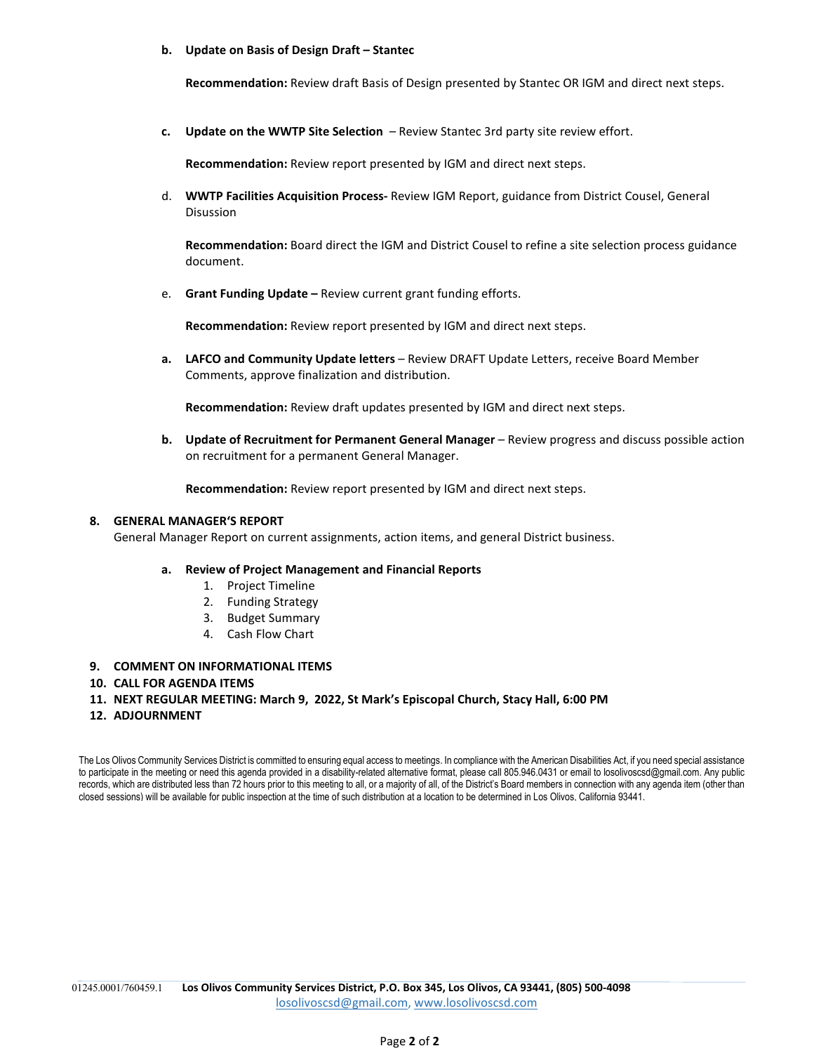**b. Update on Basis of Design Draft – Stantec**

**Recommendation:** Review draft Basis of Design presented by Stantec OR IGM and direct next steps.

**c. Update on the WWTP Site Selection** – Review Stantec 3rd party site review effort.

**Recommendation:** Review report presented by IGM and direct next steps.

d. **WWTP Facilities Acquisition Process-** Review IGM Report, guidance from District Cousel, General Disussion

**Recommendation:** Board direct the IGM and District Cousel to refine a site selection process guidance document.

e. **Grant Funding Update –** Review current grant funding efforts.

**Recommendation:** Review report presented by IGM and direct next steps.

**a. LAFCO and Community Update letters** – Review DRAFT Update Letters, receive Board Member Comments, approve finalization and distribution.

**Recommendation:** Review draft updates presented by IGM and direct next steps.

**b. Update of Recruitment for Permanent General Manager** – Review progress and discuss possible action on recruitment for a permanent General Manager.

**Recommendation:** Review report presented by IGM and direct next steps.

**8. GENERAL MANAGER'S REPORT**

General Manager Report on current assignments, action items, and general District business.

**a. Review of Project Management and Financial Reports**
1. Project Timeline
2. Funding Strategy
3. Budget Summary
4. Cash Flow Chart

**9. COMMENT ON INFORMATIONAL ITEMS**

**10. CALL FOR AGENDA ITEMS**

**11. NEXT REGULAR MEETING: March 9, 2022, St Mark's Episcopal Church, Stacy Hall, 6:00 PM**

**12. ADJOURNMENT**

The Los Olivos Community Services District is committed to ensuring equal access to meetings. In compliance with the American Disabilities Act, if you need special assistance to participate in the meeting or need this agenda provided in a disability-related alternative format, please call 805.946.0431 or email to losolivoscsd@gmail.com. Any public records, which are distributed less than 72 hours prior to this meeting to all, or a majority of all, of the District's Board members in connection with any agenda item (other than closed sessions) will be available for public inspection at the time of such distribution at a location to be determined in Los Olivos, California 93441.

01245.0001/760459.1 **Los Olivos Community Services District, P.O. Box 345, Los Olivos, CA 93441, (805) 500-4098**
losolivoscsd@gmail.com, www.losolivoscsd.com